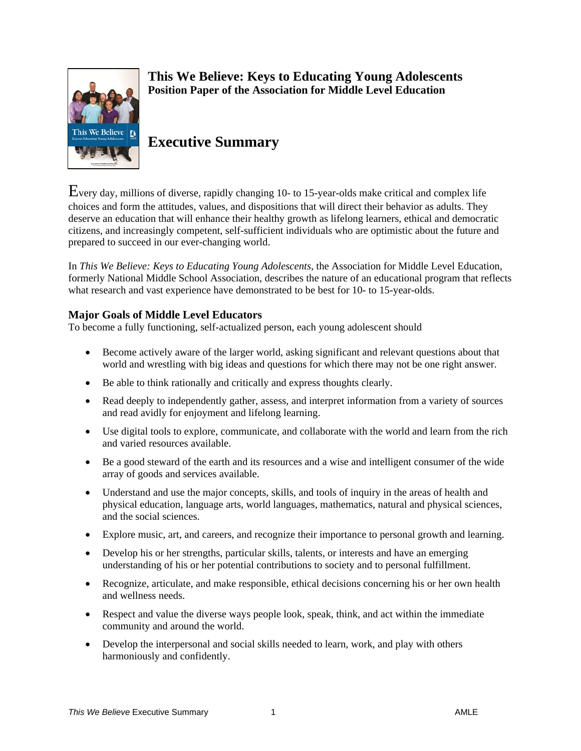# This We Believe: Keys to Educating Young Adolescents

**Position Paper of the Association for Middle Level Education**

## Executive Summary

Every day, millions of diverse, rapidly changing 10- to 15-year-olds make critical and complex life choices and form the attitudes, values, and dispositions that will direct their behavior as adults. They deserve an education that will enhance their healthy growth as lifelong learners, ethical and democratic citizens, and increasingly competent, self-sufficient individuals who are optimistic about the future and prepared to succeed in our ever-changing world.

In *This We Believe: Keys to Educating Young Adolescents*, the Association for Middle Level Education, formerly National Middle School Association, describes the nature of an educational program that reflects what research and vast experience have demonstrated to be best for 10- to 15-year-olds.

### Major Goals of Middle Level Educators

To become a fully functioning, self-actualized person, each young adolescent should

- Become actively aware of the larger world, asking significant and relevant questions about that world and wrestling with big ideas and questions for which there may not be one right answer.
- Be able to think rationally and critically and express thoughts clearly.
- Read deeply to independently gather, assess, and interpret information from a variety of sources and read avidly for enjoyment and lifelong learning.
- Use digital tools to explore, communicate, and collaborate with the world and learn from the rich and varied resources available.
- Be a good steward of the earth and its resources and a wise and intelligent consumer of the wide array of goods and services available.
- Understand and use the major concepts, skills, and tools of inquiry in the areas of health and physical education, language arts, world languages, mathematics, natural and physical sciences, and the social sciences.
- Explore music, art, and careers, and recognize their importance to personal growth and learning.
- Develop his or her strengths, particular skills, talents, or interests and have an emerging understanding of his or her potential contributions to society and to personal fulfillment.
- Recognize, articulate, and make responsible, ethical decisions concerning his or her own health and wellness needs.
- Respect and value the diverse ways people look, speak, think, and act within the immediate community and around the world.
- Develop the interpersonal and social skills needed to learn, work, and play with others harmoniously and confidently.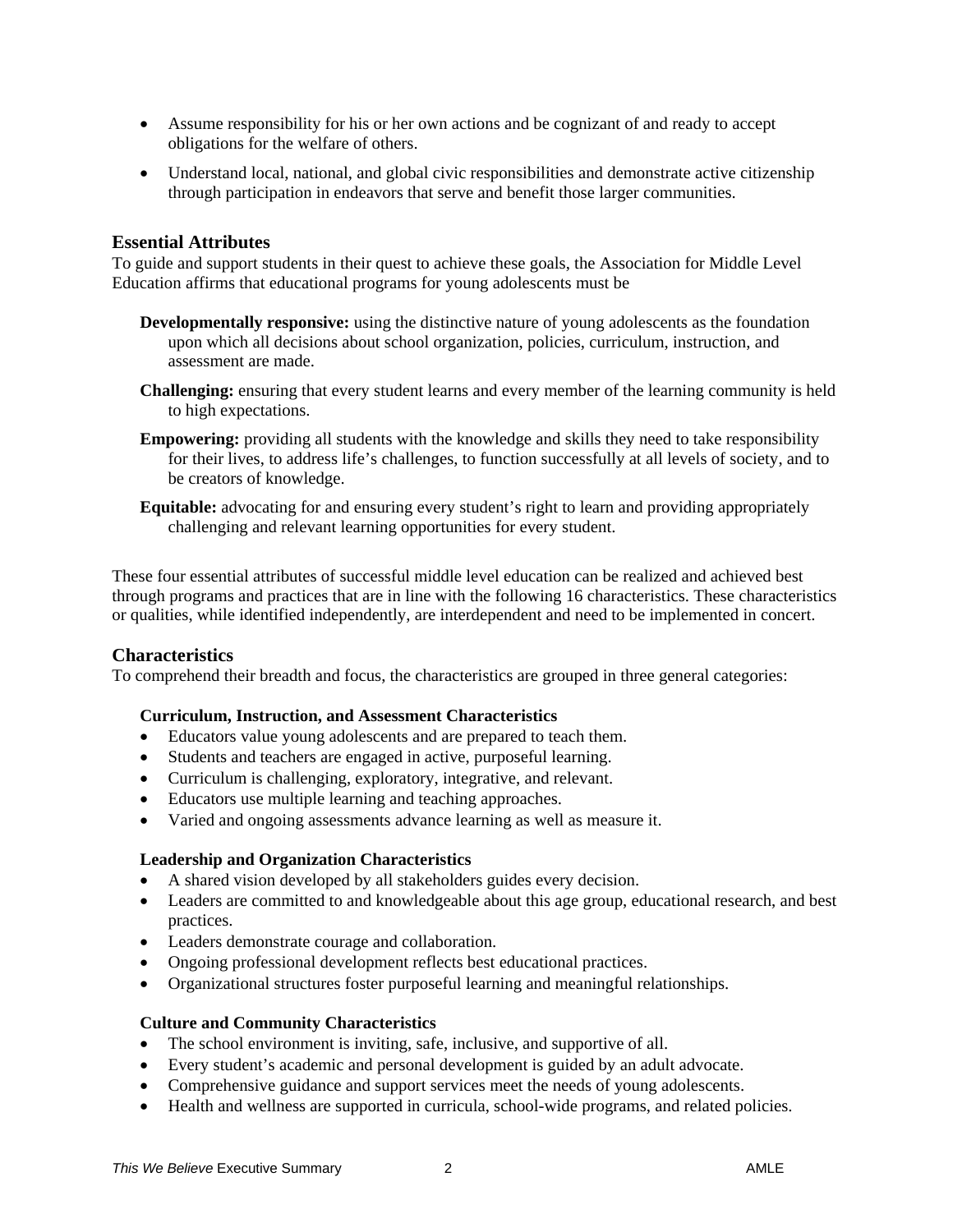- Assume responsibility for his or her own actions and be cognizant of and ready to accept obligations for the welfare of others.
- Understand local, national, and global civic responsibilities and demonstrate active citizenship through participation in endeavors that serve and benefit those larger communities.

## Essential Attributes

To guide and support students in their quest to achieve these goals, the Association for Middle Level Education affirms that educational programs for young adolescents must be

**Developmentally responsive:** using the distinctive nature of young adolescents as the foundation upon which all decisions about school organization, policies, curriculum, instruction, and assessment are made.

**Challenging:** ensuring that every student learns and every member of the learning community is held to high expectations.

**Empowering:** providing all students with the knowledge and skills they need to take responsibility for their lives, to address life's challenges, to function successfully at all levels of society, and to be creators of knowledge.

**Equitable:** advocating for and ensuring every student's right to learn and providing appropriately challenging and relevant learning opportunities for every student.

These four essential attributes of successful middle level education can be realized and achieved best through programs and practices that are in line with the following 16 characteristics. These characteristics or qualities, while identified independently, are interdependent and need to be implemented in concert.

## Characteristics

To comprehend their breadth and focus, the characteristics are grouped in three general categories:

**Curriculum, Instruction, and Assessment Characteristics**

- Educators value young adolescents and are prepared to teach them.
- Students and teachers are engaged in active, purposeful learning.
- Curriculum is challenging, exploratory, integrative, and relevant.
- Educators use multiple learning and teaching approaches.
- Varied and ongoing assessments advance learning as well as measure it.

**Leadership and Organization Characteristics**

- A shared vision developed by all stakeholders guides every decision.
- Leaders are committed to and knowledgeable about this age group, educational research, and best practices.
- Leaders demonstrate courage and collaboration.
- Ongoing professional development reflects best educational practices.
- Organizational structures foster purposeful learning and meaningful relationships.

**Culture and Community Characteristics**

- The school environment is inviting, safe, inclusive, and supportive of all.
- Every student's academic and personal development is guided by an adult advocate.
- Comprehensive guidance and support services meet the needs of young adolescents.
- Health and wellness are supported in curricula, school-wide programs, and related policies.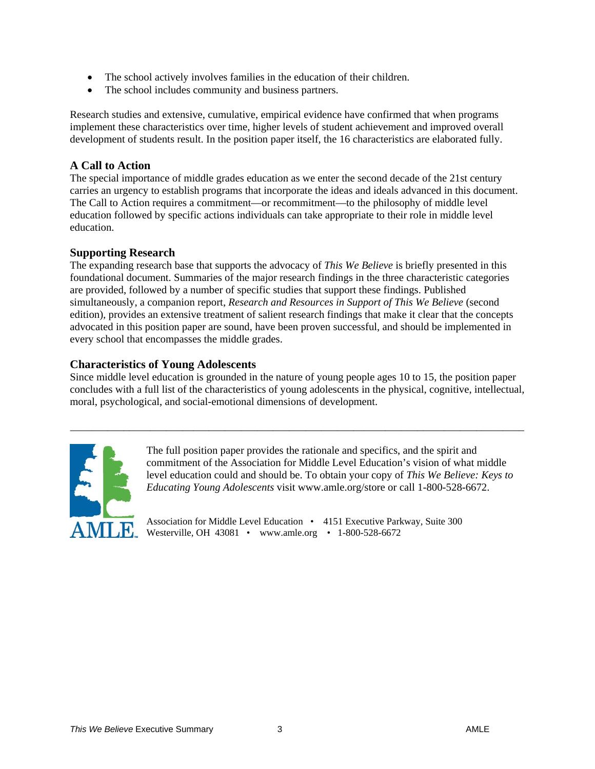- The school actively involves families in the education of their children.
- The school includes community and business partners.

Research studies and extensive, cumulative, empirical evidence have confirmed that when programs implement these characteristics over time, higher levels of student achievement and improved overall development of students result. In the position paper itself, the 16 characteristics are elaborated fully.

### A Call to Action

The special importance of middle grades education as we enter the second decade of the 21st century carries an urgency to establish programs that incorporate the ideas and ideals advanced in this document. The Call to Action requires a commitment—or recommitment—to the philosophy of middle level education followed by specific actions individuals can take appropriate to their role in middle level education.

### Supporting Research

The expanding research base that supports the advocacy of *This We Believe* is briefly presented in this foundational document. Summaries of the major research findings in the three characteristic categories are provided, followed by a number of specific studies that support these findings. Published simultaneously, a companion report, *Research and Resources in Support of This We Believe* (second edition), provides an extensive treatment of salient research findings that make it clear that the concepts advocated in this position paper are sound, have been proven successful, and should be implemented in every school that encompasses the middle grades.

### Characteristics of Young Adolescents

Since middle level education is grounded in the nature of young people ages 10 to 15, the position paper concludes with a full list of the characteristics of young adolescents in the physical, cognitive, intellectual, moral, psychological, and social-emotional dimensions of development.

---

AMLE

The full position paper provides the rationale and specifics, and the spirit and commitment of the Association for Middle Level Education's vision of what middle level education could and should be. To obtain your copy of *This We Believe: Keys to Educating Young Adolescents* visit www.amle.org/store or call 1-800-528-6672.

Association for Middle Level Education • 4151 Executive Parkway, Suite 300
Westerville, OH 43081 • www.amle.org • 1-800-528-6672